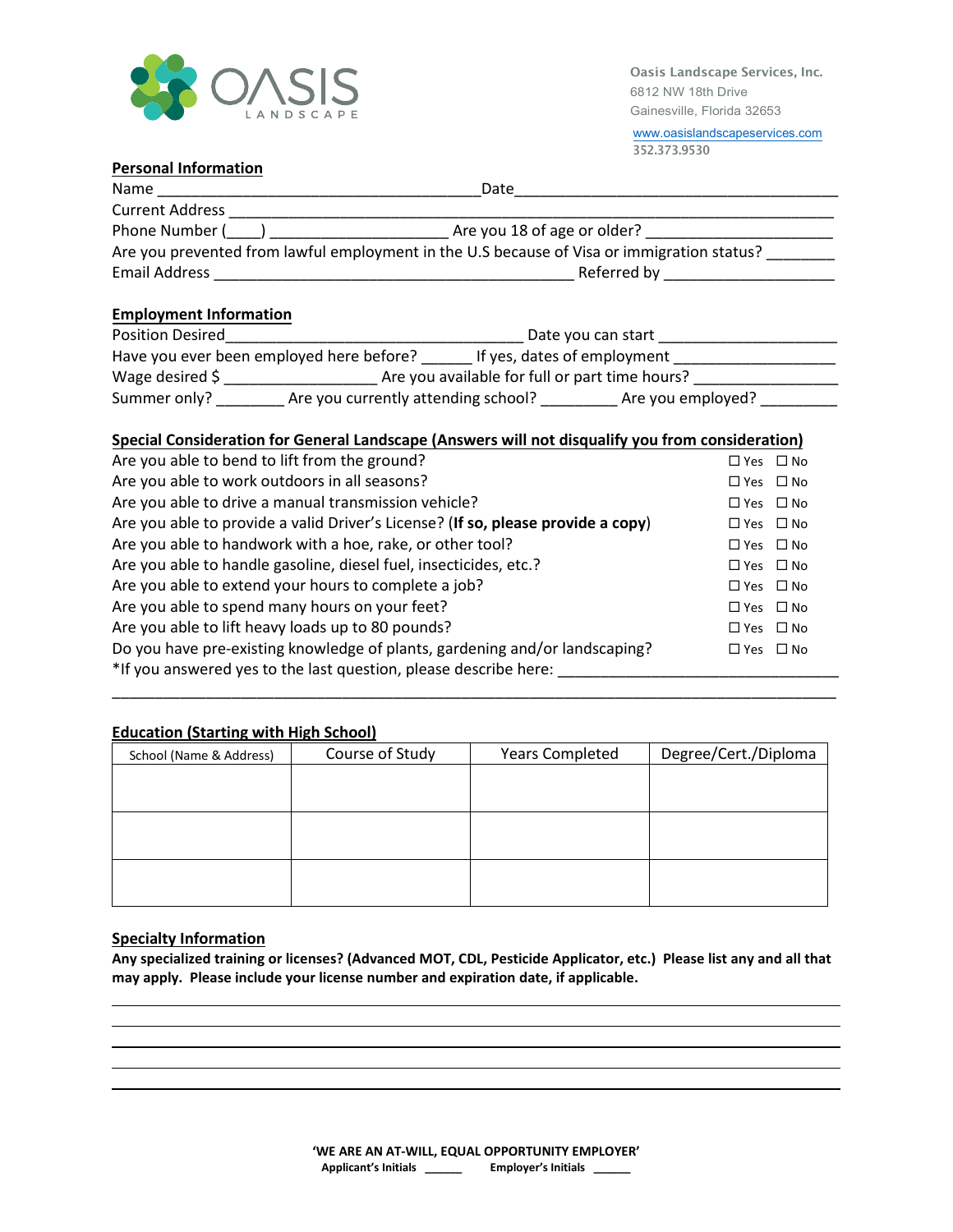OASIS LANDSCAPE

Oasis Landscape Services, Inc.
6812 NW 18th Drive
Gainesville, Florida 32653
www.oasislandscapeservices.com
352.373.9530

## Personal Information

Name ______________________________________ Date ______________________________________

Current Address ________________________________________________________________

Phone Number (____) ____________________ Are you 18 of age or older? ____________________

Are you prevented from lawful employment in the U.S because of Visa or immigration status? ________

Email Address ________________________________________ Referred by ___________________

## Employment Information

Position Desired_________________________________ Date you can start ____________________

Have you ever been employed here before? ______ If yes, dates of employment __________________

Wage desired $ _________________ Are you available for full or part time hours? _______________

Summer only? ________ Are you currently attending school? _________ Are you employed? _________

## Special Consideration for General Landscape (Answers will not disqualify you from consideration)

| | |
|---|---|
| Are you able to bend to lift from the ground? | ☐ Yes ☐ No |
| Are you able to work outdoors in all seasons? | ☐ Yes ☐ No |
| Are you able to drive a manual transmission vehicle? | ☐ Yes ☐ No |
| Are you able to provide a valid Driver's License? (**If so, please provide a copy**) | ☐ Yes ☐ No |
| Are you able to handwork with a hoe, rake, or other tool? | ☐ Yes ☐ No |
| Are you able to handle gasoline, diesel fuel, insecticides, etc.? | ☐ Yes ☐ No |
| Are you able to extend your hours to complete a job? | ☐ Yes ☐ No |
| Are you able to spend many hours on your feet? | ☐ Yes ☐ No |
| Are you able to lift heavy loads up to 80 pounds? | ☐ Yes ☐ No |
| Do you have pre-existing knowledge of plants, gardening and/or landscaping? | ☐ Yes ☐ No |

*If you answered yes to the last question, please describe here: _______________________________

_____________________________________________________________________________

## Education (Starting with High School)

| School (Name & Address) | Course of Study | Years Completed | Degree/Cert./Diploma |
|---|---|---|---|
| | | | |
| | | | |
| | | | |

## Specialty Information

**Any specialized training or licenses? (Advanced MOT, CDL, Pesticide Applicator, etc.) Please list any and all that may apply. Please include your license number and expiration date, if applicable.**

_____________________________________________________________________________

_____________________________________________________________________________

_____________________________________________________________________________

_____________________________________________________________________________

_____________________________________________________________________________

**'WE ARE AN AT-WILL, EQUAL OPPORTUNITY EMPLOYER'**

**Applicant's Initials** ______ **Employer's Initials** ______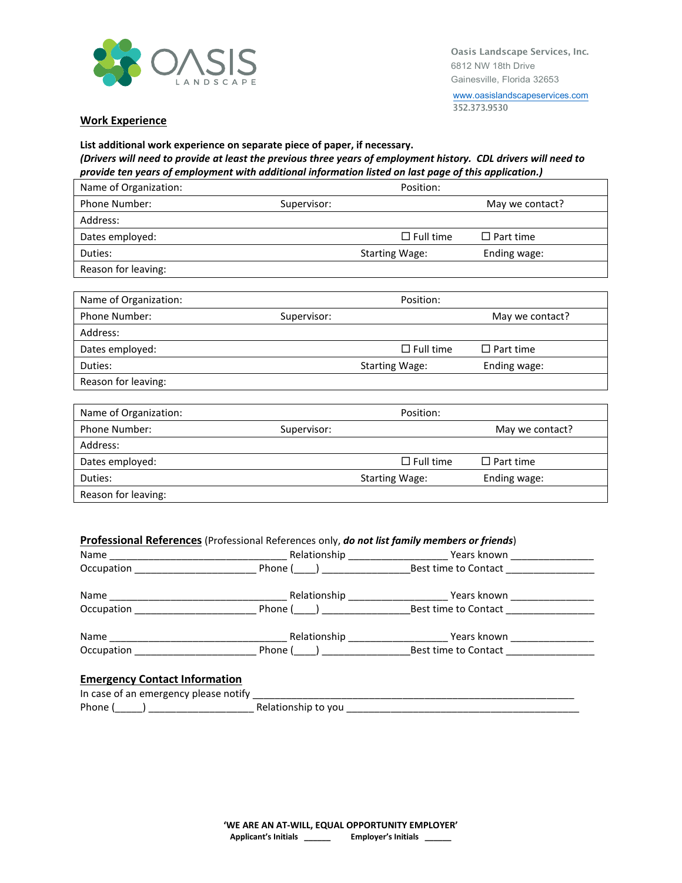Oasis Landscape Services, Inc.
6812 NW 18th Drive
Gainesville, Florida 32653
www.oasislandscapeservices.com
352.373.9530

## Work Experience

**List additional work experience on separate piece of paper, if necessary.**
***(Drivers will need to provide at least the previous three years of employment history. CDL drivers will need to provide ten years of employment with additional information listed on last page of this application.)***

| Name of Organization: | | Position: | |
|---|---|---|---|
| Phone Number: | Supervisor: | | May we contact? |
| Address: | | | |
| Dates employed: | | ☐ Full time | ☐ Part time |
| Duties: | | Starting Wage: | Ending wage: |
| Reason for leaving: | | | |

| Name of Organization: | | Position: | |
|---|---|---|---|
| Phone Number: | Supervisor: | | May we contact? |
| Address: | | | |
| Dates employed: | | ☐ Full time | ☐ Part time |
| Duties: | | Starting Wage: | Ending wage: |
| Reason for leaving: | | | |

| Name of Organization: | | Position: | |
|---|---|---|---|
| Phone Number: | Supervisor: | | May we contact? |
| Address: | | | |
| Dates employed: | | ☐ Full time | ☐ Part time |
| Duties: | | Starting Wage: | Ending wage: |
| Reason for leaving: | | | |

## Professional References (Professional References only, ***do not list family members or friends***)

Name ________________________________ Relationship __________________ Years known _______________
Occupation ______________________ Phone (____) ________________Best time to Contact ________________

Name ________________________________ Relationship __________________ Years known _______________
Occupation ______________________ Phone (____) ________________Best time to Contact ________________

Name ________________________________ Relationship __________________ Years known _______________
Occupation ______________________ Phone (____) ________________Best time to Contact ________________

## Emergency Contact Information

In case of an emergency please notify ____________________________________________________________
Phone (_____) ___________________ Relationship to you ___________________________________________

**'WE ARE AN AT-WILL, EQUAL OPPORTUNITY EMPLOYER'**
**Applicant's Initials** ______ **Employer's Initials** ______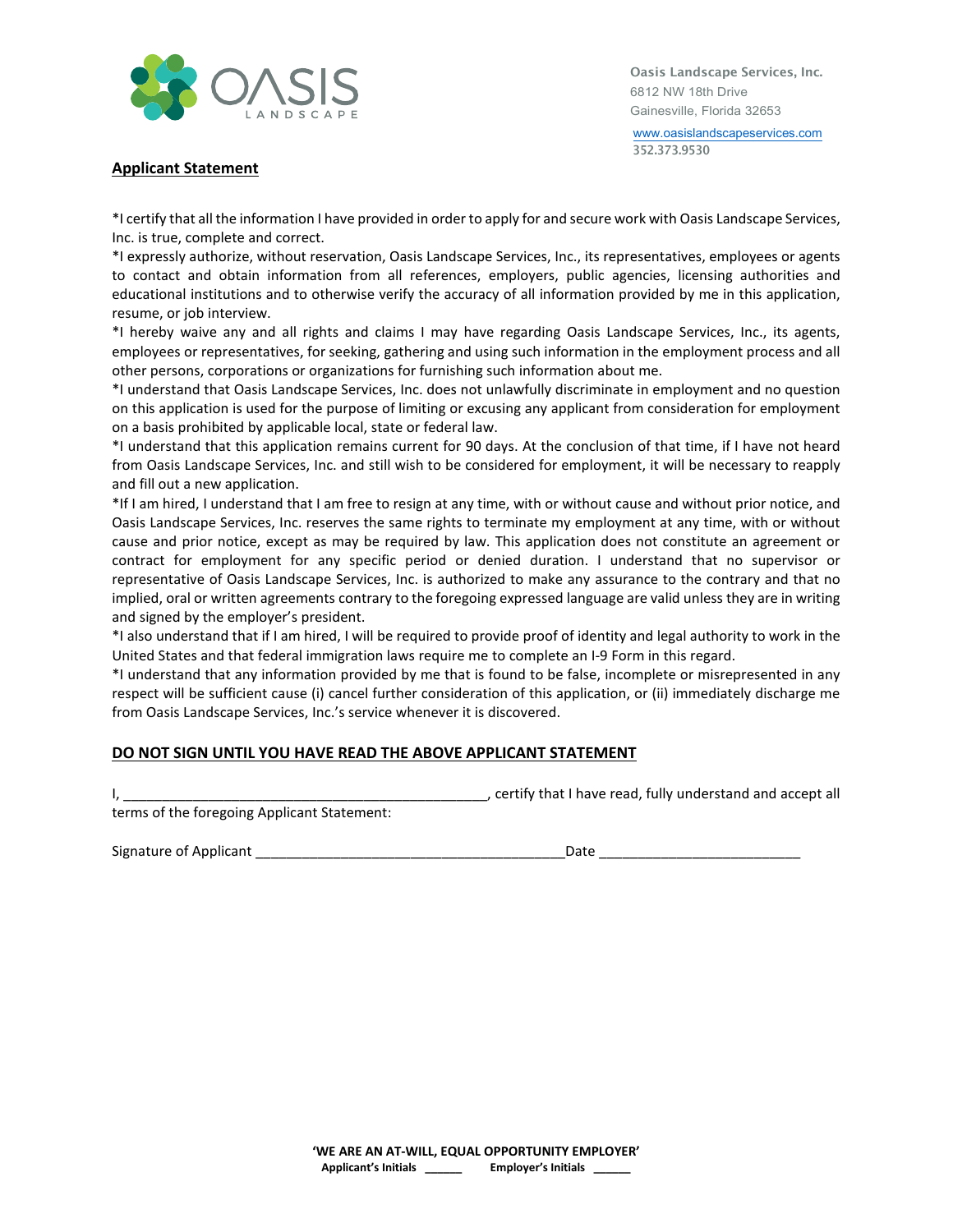OASIS
LANDSCAPE

Oasis Landscape Services, Inc.
6812 NW 18th Drive
Gainesville, Florida 32653
www.oasislandscapeservices.com
352.373.9530

## Applicant Statement

*I certify that all the information I have provided in order to apply for and secure work with Oasis Landscape Services, Inc. is true, complete and correct.

*I expressly authorize, without reservation, Oasis Landscape Services, Inc., its representatives, employees or agents to contact and obtain information from all references, employers, public agencies, licensing authorities and educational institutions and to otherwise verify the accuracy of all information provided by me in this application, resume, or job interview.

*I hereby waive any and all rights and claims I may have regarding Oasis Landscape Services, Inc., its agents, employees or representatives, for seeking, gathering and using such information in the employment process and all other persons, corporations or organizations for furnishing such information about me.

*I understand that Oasis Landscape Services, Inc. does not unlawfully discriminate in employment and no question on this application is used for the purpose of limiting or excusing any applicant from consideration for employment on a basis prohibited by applicable local, state or federal law.

*I understand that this application remains current for 90 days. At the conclusion of that time, if I have not heard from Oasis Landscape Services, Inc. and still wish to be considered for employment, it will be necessary to reapply and fill out a new application.

*If I am hired, I understand that I am free to resign at any time, with or without cause and without prior notice, and Oasis Landscape Services, Inc. reserves the same rights to terminate my employment at any time, with or without cause and prior notice, except as may be required by law. This application does not constitute an agreement or contract for employment for any specific period or denied duration. I understand that no supervisor or representative of Oasis Landscape Services, Inc. is authorized to make any assurance to the contrary and that no implied, oral or written agreements contrary to the foregoing expressed language are valid unless they are in writing and signed by the employer's president.

*I also understand that if I am hired, I will be required to provide proof of identity and legal authority to work in the United States and that federal immigration laws require me to complete an I-9 Form in this regard.

*I understand that any information provided by me that is found to be false, incomplete or misrepresented in any respect will be sufficient cause (i) cancel further consideration of this application, or (ii) immediately discharge me from Oasis Landscape Services, Inc.'s service whenever it is discovered.

**DO NOT SIGN UNTIL YOU HAVE READ THE ABOVE APPLICANT STATEMENT**

I, _______________________________________________, certify that I have read, fully understand and accept all terms of the foregoing Applicant Statement:

Signature of Applicant _______________________________________ Date _________________________

**'WE ARE AN AT-WILL, EQUAL OPPORTUNITY EMPLOYER'**

**Applicant's Initials** ______ **Employer's Initials** ______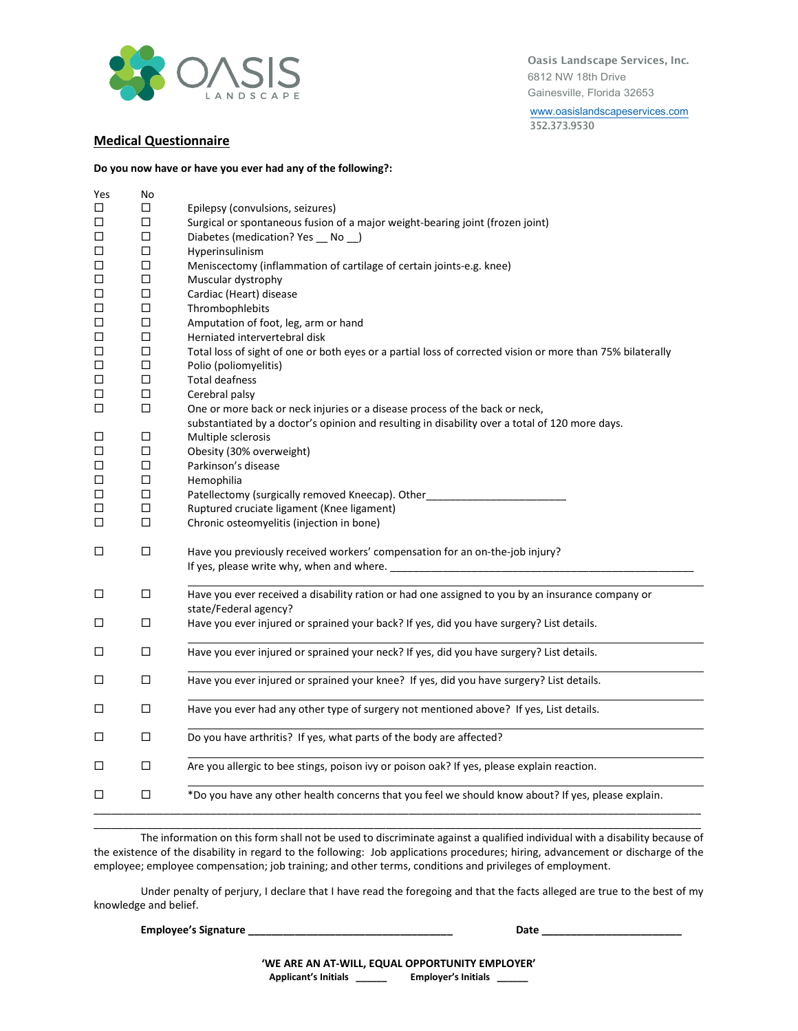Oasis Landscape Services, Inc.
6812 NW 18th Drive
Gainesville, Florida 32653
www.oasislandscapeservices.com
352.373.9530

## Medical Questionnaire

**Do you now have or have you ever had any of the following?:**

| Yes | No | |
|---|---|---|
| ☐ | ☐ | Epilepsy (convulsions, seizures) |
| ☐ | ☐ | Surgical or spontaneous fusion of a major weight-bearing joint (frozen joint) |
| ☐ | ☐ | Diabetes (medication? Yes __ No __) |
| ☐ | ☐ | Hyperinsulinism |
| ☐ | ☐ | Meniscectomy (inflammation of cartilage of certain joints-e.g. knee) |
| ☐ | ☐ | Muscular dystrophy |
| ☐ | ☐ | Cardiac (Heart) disease |
| ☐ | ☐ | Thrombophlebits |
| ☐ | ☐ | Amputation of foot, leg, arm or hand |
| ☐ | ☐ | Herniated intervertebral disk |
| ☐ | ☐ | Total loss of sight of one or both eyes or a partial loss of corrected vision or more than 75% bilaterally |
| ☐ | ☐ | Polio (poliomyelitis) |
| ☐ | ☐ | Total deafness |
| ☐ | ☐ | Cerebral palsy |
| ☐ | ☐ | One or more back or neck injuries or a disease process of the back or neck, substantiated by a doctor's opinion and resulting in disability over a total of 120 more days. |
| ☐ | ☐ | Multiple sclerosis |
| ☐ | ☐ | Obesity (30% overweight) |
| ☐ | ☐ | Parkinson's disease |
| ☐ | ☐ | Hemophilia |
| ☐ | ☐ | Patellectomy (surgically removed Kneecap). Other________________________ |
| ☐ | ☐ | Ruptured cruciate ligament (Knee ligament) |
| ☐ | ☐ | Chronic osteomyelitis (injection in bone) |
| ☐ | ☐ | Have you previously received workers' compensation for an on-the-job injury? If yes, please write why, when and where. ____________________________________________________ |
| ☐ | ☐ | Have you ever received a disability ration or had one assigned to you by an insurance company or state/Federal agency? |
| ☐ | ☐ | Have you ever injured or sprained your back? If yes, did you have surgery? List details. |
| ☐ | ☐ | Have you ever injured or sprained your neck? If yes, did you have surgery? List details. |
| ☐ | ☐ | Have you ever injured or sprained your knee? If yes, did you have surgery? List details. |
| ☐ | ☐ | Have you ever had any other type of surgery not mentioned above? If yes, List details. |
| ☐ | ☐ | Do you have arthritis? If yes, what parts of the body are affected? |
| ☐ | ☐ | Are you allergic to bee stings, poison ivy or poison oak? If yes, please explain reaction. |
| ☐ | ☐ | *Do you have any other health concerns that you feel we should know about? If yes, please explain. |

____________________________________________________________________________________________

____________________________________________________________________________________________

The information on this form shall not be used to discriminate against a qualified individual with a disability because of the existence of the disability in regard to the following: Job applications procedures; hiring, advancement or discharge of the employee; employee compensation; job training; and other terms, conditions and privileges of employment.

Under penalty of perjury, I declare that I have read the foregoing and that the facts alleged are true to the best of my knowledge and belief.

**Employee's Signature** ___________________________________ **Date** ________________________

**'WE ARE AN AT-WILL, EQUAL OPPORTUNITY EMPLOYER'**

**Applicant's Initials** ______ **Employer's Initials** ______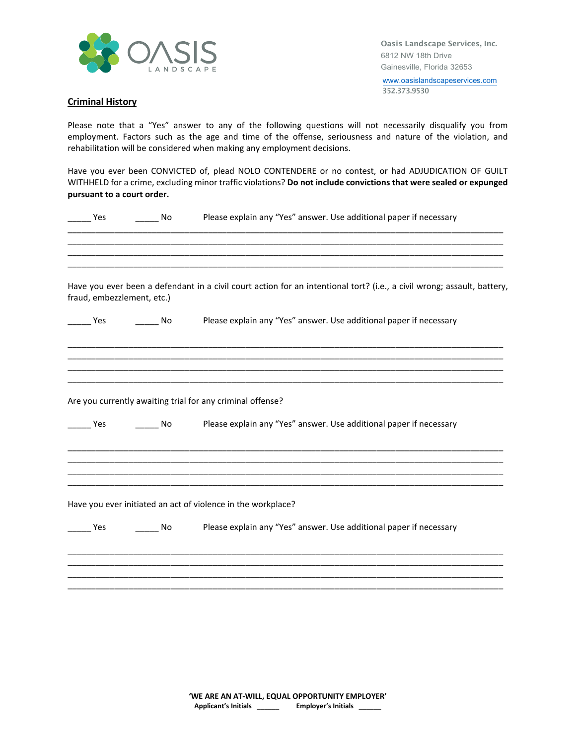Oasis Landscape Services, Inc.
6812 NW 18th Drive
Gainesville, Florida 32653
www.oasislandscapeservices.com
352.373.9530

## Criminal History

Please note that a "Yes" answer to any of the following questions will not necessarily disqualify you from employment. Factors such as the age and time of the offense, seriousness and nature of the violation, and rehabilitation will be considered when making any employment decisions.

Have you ever been CONVICTED of, plead NOLO CONTENDERE or no contest, or had ADJUDICATION OF GUILT WITHHELD for a crime, excluding minor traffic violations? **Do not include convictions that were sealed or expunged pursuant to a court order.**

_____ Yes &nbsp;&nbsp;&nbsp;&nbsp; _____ No &nbsp;&nbsp;&nbsp;&nbsp; Please explain any "Yes" answer. Use additional paper if necessary

______________________________________________________________________________
______________________________________________________________________________
______________________________________________________________________________
______________________________________________________________________________

Have you ever been a defendant in a civil court action for an intentional tort? (i.e., a civil wrong; assault, battery, fraud, embezzlement, etc.)

_____ Yes &nbsp;&nbsp;&nbsp;&nbsp; _____ No &nbsp;&nbsp;&nbsp;&nbsp; Please explain any "Yes" answer. Use additional paper if necessary

______________________________________________________________________________
______________________________________________________________________________
______________________________________________________________________________
______________________________________________________________________________

Are you currently awaiting trial for any criminal offense?

_____ Yes &nbsp;&nbsp;&nbsp;&nbsp; _____ No &nbsp;&nbsp;&nbsp;&nbsp; Please explain any "Yes" answer. Use additional paper if necessary

______________________________________________________________________________
______________________________________________________________________________
______________________________________________________________________________
______________________________________________________________________________

Have you ever initiated an act of violence in the workplace?

_____ Yes &nbsp;&nbsp;&nbsp;&nbsp; _____ No &nbsp;&nbsp;&nbsp;&nbsp; Please explain any "Yes" answer. Use additional paper if necessary

______________________________________________________________________________
______________________________________________________________________________
______________________________________________________________________________
______________________________________________________________________________

**'WE ARE AN AT-WILL, EQUAL OPPORTUNITY EMPLOYER'**
**Applicant's Initials ______ &nbsp;&nbsp;&nbsp;&nbsp; Employer's Initials ______**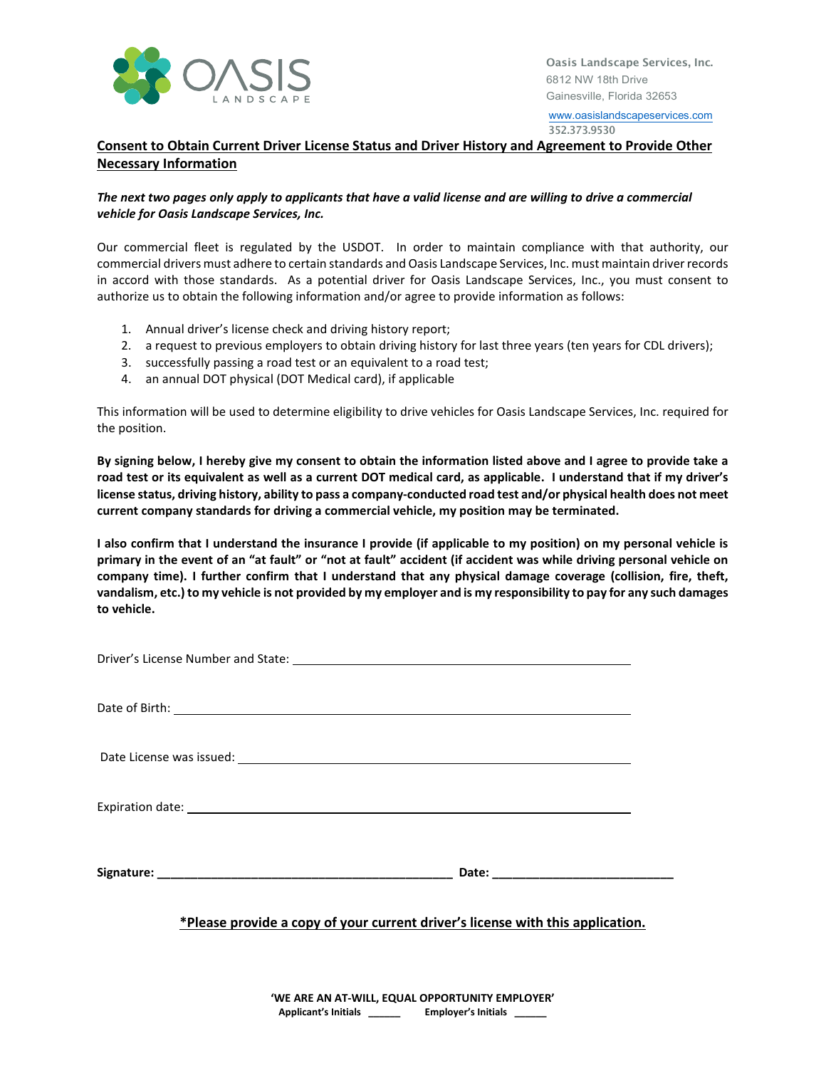Oasis Landscape Services, Inc.
6812 NW 18th Drive
Gainesville, Florida 32653
www.oasislandscapeservices.com
352.373.9530

## Consent to Obtain Current Driver License Status and Driver History and Agreement to Provide Other Necessary Information

***The next two pages only apply to applicants that have a valid license and are willing to drive a commercial vehicle for Oasis Landscape Services, Inc.***

Our commercial fleet is regulated by the USDOT. In order to maintain compliance with that authority, our commercial drivers must adhere to certain standards and Oasis Landscape Services, Inc. must maintain driver records in accord with those standards. As a potential driver for Oasis Landscape Services, Inc., you must consent to authorize us to obtain the following information and/or agree to provide information as follows:

1. Annual driver's license check and driving history report;
2. a request to previous employers to obtain driving history for last three years (ten years for CDL drivers);
3. successfully passing a road test or an equivalent to a road test;
4. an annual DOT physical (DOT Medical card), if applicable

This information will be used to determine eligibility to drive vehicles for Oasis Landscape Services, Inc. required for the position.

**By signing below, I hereby give my consent to obtain the information listed above and I agree to provide take a road test or its equivalent as well as a current DOT medical card, as applicable. I understand that if my driver's license status, driving history, ability to pass a company-conducted road test and/or physical health does not meet current company standards for driving a commercial vehicle, my position may be terminated.**

**I also confirm that I understand the insurance I provide (if applicable to my position) on my personal vehicle is primary in the event of an "at fault" or "not at fault" accident (if accident was while driving personal vehicle on company time). I further confirm that I understand that any physical damage coverage (collision, fire, theft, vandalism, etc.) to my vehicle is not provided by my employer and is my responsibility to pay for any such damages to vehicle.**

Driver's License Number and State: ____________________________________________

Date of Birth: ____________________________________________

Date License was issued: ____________________________________________

Expiration date: ____________________________________________

**Signature: ____________________________________________ Date: __________________________**

**\*Please provide a copy of your current driver's license with this application.**

**'WE ARE AN AT-WILL, EQUAL OPPORTUNITY EMPLOYER'**
**Applicant's Initials ______ Employer's Initials ______**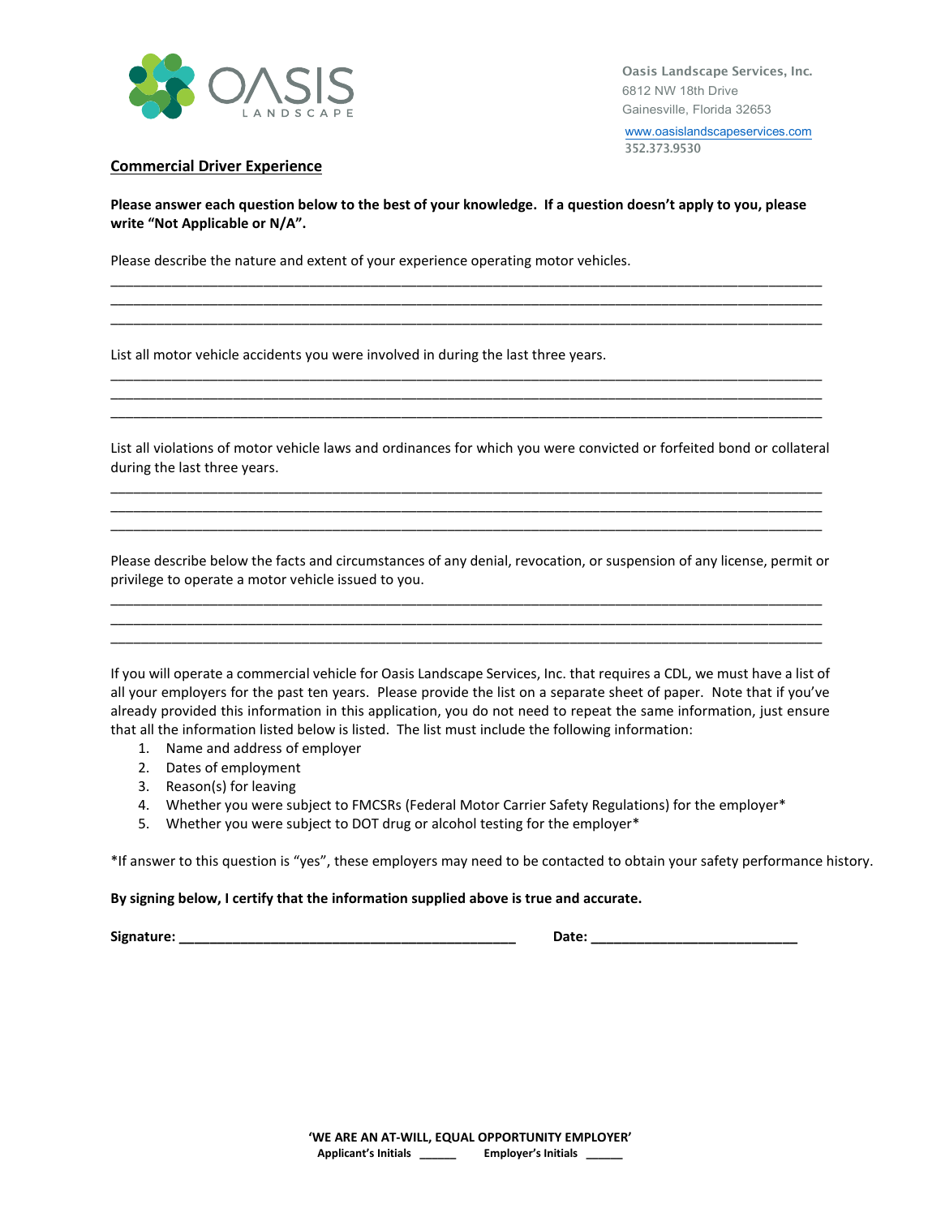Oasis Landscape Services, Inc.
6812 NW 18th Drive
Gainesville, Florida 32653
www.oasislandscapeservices.com
352.373.9530

## Commercial Driver Experience

**Please answer each question below to the best of your knowledge. If a question doesn't apply to you, please write "Not Applicable or N/A".**

Please describe the nature and extent of your experience operating motor vehicles.

______________________________________________________________________________________
______________________________________________________________________________________
______________________________________________________________________________________

List all motor vehicle accidents you were involved in during the last three years.

______________________________________________________________________________________
______________________________________________________________________________________
______________________________________________________________________________________

List all violations of motor vehicle laws and ordinances for which you were convicted or forfeited bond or collateral during the last three years.

______________________________________________________________________________________
______________________________________________________________________________________
______________________________________________________________________________________

Please describe below the facts and circumstances of any denial, revocation, or suspension of any license, permit or privilege to operate a motor vehicle issued to you.

______________________________________________________________________________________
______________________________________________________________________________________
______________________________________________________________________________________

If you will operate a commercial vehicle for Oasis Landscape Services, Inc. that requires a CDL, we must have a list of all your employers for the past ten years. Please provide the list on a separate sheet of paper. Note that if you've already provided this information in this application, you do not need to repeat the same information, just ensure that all the information listed below is listed. The list must include the following information:

1. Name and address of employer
2. Dates of employment
3. Reason(s) for leaving
4. Whether you were subject to FMCSRs (Federal Motor Carrier Safety Regulations) for the employer*
5. Whether you were subject to DOT drug or alcohol testing for the employer*

*If answer to this question is "yes", these employers may need to be contacted to obtain your safety performance history.

**By signing below, I certify that the information supplied above is true and accurate.**

**Signature:** ____________________________________________ **Date:** ___________________________

**'WE ARE AN AT-WILL, EQUAL OPPORTUNITY EMPLOYER'**
**Applicant's Initials** ______ **Employer's Initials** ______